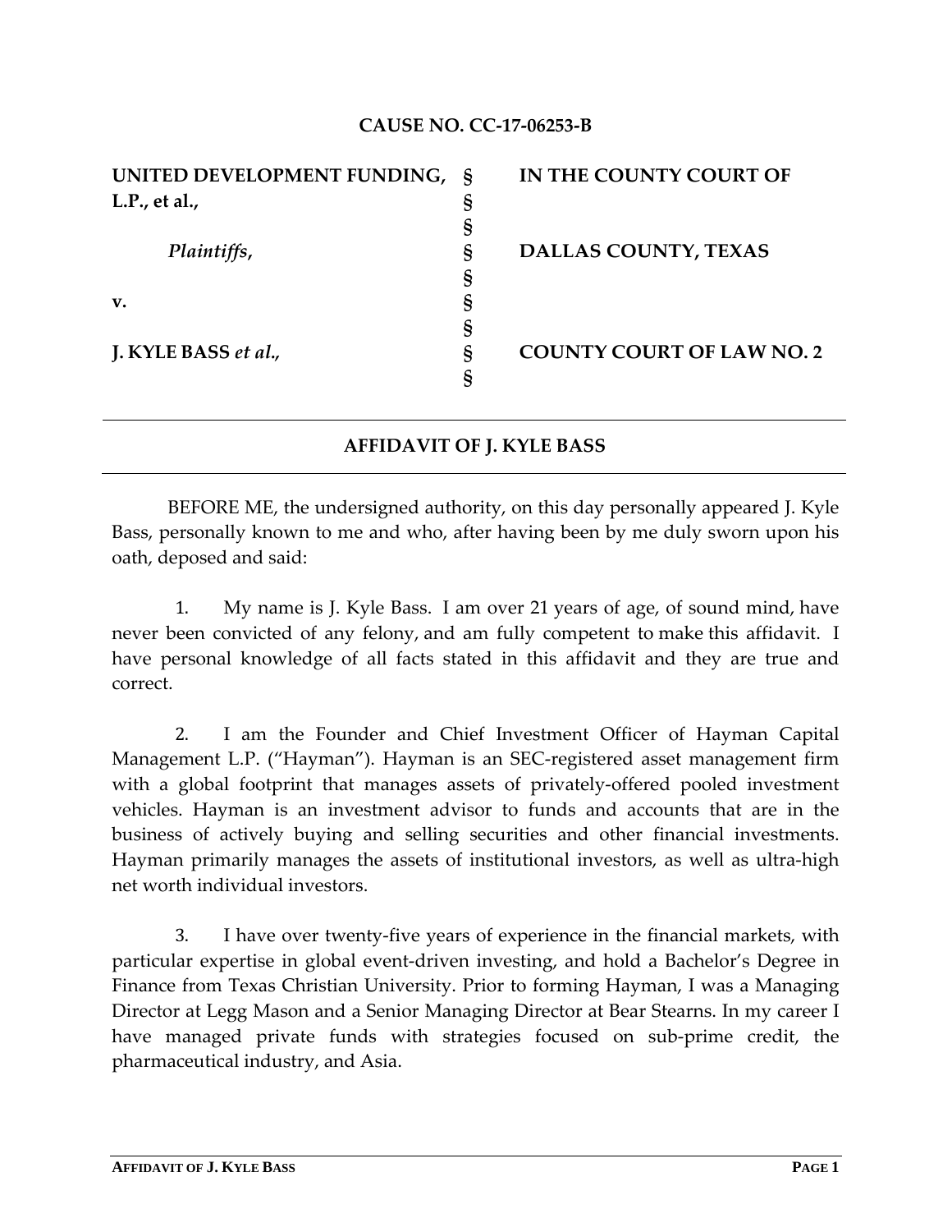**CAUSE NO. CC-17-06253-B**

| | | |
|---|---|---|
| **UNITED DEVELOPMENT FUNDING, L.P., et al.,** | § | **IN THE COUNTY COURT OF** |
| | § | |
| *Plaintiffs*, | § | **DALLAS COUNTY, TEXAS** |
| | § | |
| **v.** | § | |
| | § | |
| **J. KYLE BASS *et al.*,** | § | **COUNTY COURT OF LAW NO. 2** |
| | § | |

---

## AFFIDAVIT OF J. KYLE BASS

---

BEFORE ME, the undersigned authority, on this day personally appeared J. Kyle Bass, personally known to me and who, after having been by me duly sworn upon his oath, deposed and said:

1. My name is J. Kyle Bass. I am over 21 years of age, of sound mind, have never been convicted of any felony, and am fully competent to make this affidavit. I have personal knowledge of all facts stated in this affidavit and they are true and correct.

2. I am the Founder and Chief Investment Officer of Hayman Capital Management L.P. ("Hayman"). Hayman is an SEC-registered asset management firm with a global footprint that manages assets of privately-offered pooled investment vehicles. Hayman is an investment advisor to funds and accounts that are in the business of actively buying and selling securities and other financial investments. Hayman primarily manages the assets of institutional investors, as well as ultra-high net worth individual investors.

3. I have over twenty-five years of experience in the financial markets, with particular expertise in global event-driven investing, and hold a Bachelor's Degree in Finance from Texas Christian University. Prior to forming Hayman, I was a Managing Director at Legg Mason and a Senior Managing Director at Bear Stearns. In my career I have managed private funds with strategies focused on sub-prime credit, the pharmaceutical industry, and Asia.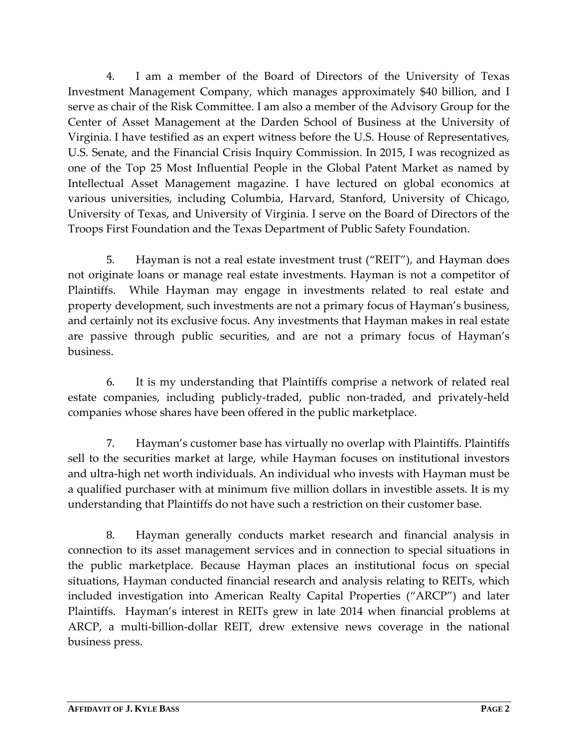4. I am a member of the Board of Directors of the University of Texas Investment Management Company, which manages approximately $40 billion, and I serve as chair of the Risk Committee. I am also a member of the Advisory Group for the Center of Asset Management at the Darden School of Business at the University of Virginia. I have testified as an expert witness before the U.S. House of Representatives, U.S. Senate, and the Financial Crisis Inquiry Commission. In 2015, I was recognized as one of the Top 25 Most Influential People in the Global Patent Market as named by Intellectual Asset Management magazine. I have lectured on global economics at various universities, including Columbia, Harvard, Stanford, University of Chicago, University of Texas, and University of Virginia. I serve on the Board of Directors of the Troops First Foundation and the Texas Department of Public Safety Foundation.

5. Hayman is not a real estate investment trust ("REIT"), and Hayman does not originate loans or manage real estate investments. Hayman is not a competitor of Plaintiffs. While Hayman may engage in investments related to real estate and property development, such investments are not a primary focus of Hayman's business, and certainly not its exclusive focus. Any investments that Hayman makes in real estate are passive through public securities, and are not a primary focus of Hayman's business.

6. It is my understanding that Plaintiffs comprise a network of related real estate companies, including publicly-traded, public non-traded, and privately-held companies whose shares have been offered in the public marketplace.

7. Hayman's customer base has virtually no overlap with Plaintiffs. Plaintiffs sell to the securities market at large, while Hayman focuses on institutional investors and ultra-high net worth individuals. An individual who invests with Hayman must be a qualified purchaser with at minimum five million dollars in investible assets. It is my understanding that Plaintiffs do not have such a restriction on their customer base.

8. Hayman generally conducts market research and financial analysis in connection to its asset management services and in connection to special situations in the public marketplace. Because Hayman places an institutional focus on special situations, Hayman conducted financial research and analysis relating to REITs, which included investigation into American Realty Capital Properties ("ARCP") and later Plaintiffs. Hayman's interest in REITs grew in late 2014 when financial problems at ARCP, a multi-billion-dollar REIT, drew extensive news coverage in the national business press.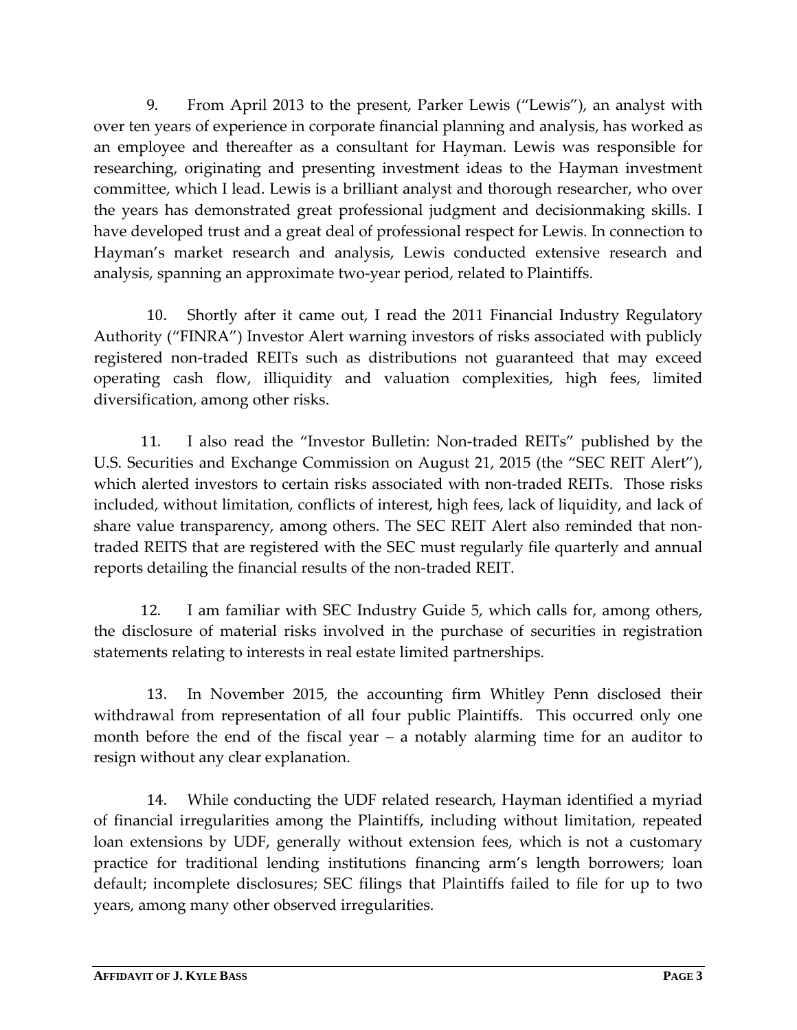9. From April 2013 to the present, Parker Lewis ("Lewis"), an analyst with over ten years of experience in corporate financial planning and analysis, has worked as an employee and thereafter as a consultant for Hayman. Lewis was responsible for researching, originating and presenting investment ideas to the Hayman investment committee, which I lead. Lewis is a brilliant analyst and thorough researcher, who over the years has demonstrated great professional judgment and decisionmaking skills. I have developed trust and a great deal of professional respect for Lewis. In connection to Hayman's market research and analysis, Lewis conducted extensive research and analysis, spanning an approximate two-year period, related to Plaintiffs.

10. Shortly after it came out, I read the 2011 Financial Industry Regulatory Authority ("FINRA") Investor Alert warning investors of risks associated with publicly registered non-traded REITs such as distributions not guaranteed that may exceed operating cash flow, illiquidity and valuation complexities, high fees, limited diversification, among other risks.

11. I also read the "Investor Bulletin: Non-traded REITs" published by the U.S. Securities and Exchange Commission on August 21, 2015 (the "SEC REIT Alert"), which alerted investors to certain risks associated with non-traded REITs. Those risks included, without limitation, conflicts of interest, high fees, lack of liquidity, and lack of share value transparency, among others. The SEC REIT Alert also reminded that non-traded REITS that are registered with the SEC must regularly file quarterly and annual reports detailing the financial results of the non-traded REIT.

12. I am familiar with SEC Industry Guide 5, which calls for, among others, the disclosure of material risks involved in the purchase of securities in registration statements relating to interests in real estate limited partnerships.

13. In November 2015, the accounting firm Whitley Penn disclosed their withdrawal from representation of all four public Plaintiffs. This occurred only one month before the end of the fiscal year – a notably alarming time for an auditor to resign without any clear explanation.

14. While conducting the UDF related research, Hayman identified a myriad of financial irregularities among the Plaintiffs, including without limitation, repeated loan extensions by UDF, generally without extension fees, which is not a customary practice for traditional lending institutions financing arm's length borrowers; loan default; incomplete disclosures; SEC filings that Plaintiffs failed to file for up to two years, among many other observed irregularities.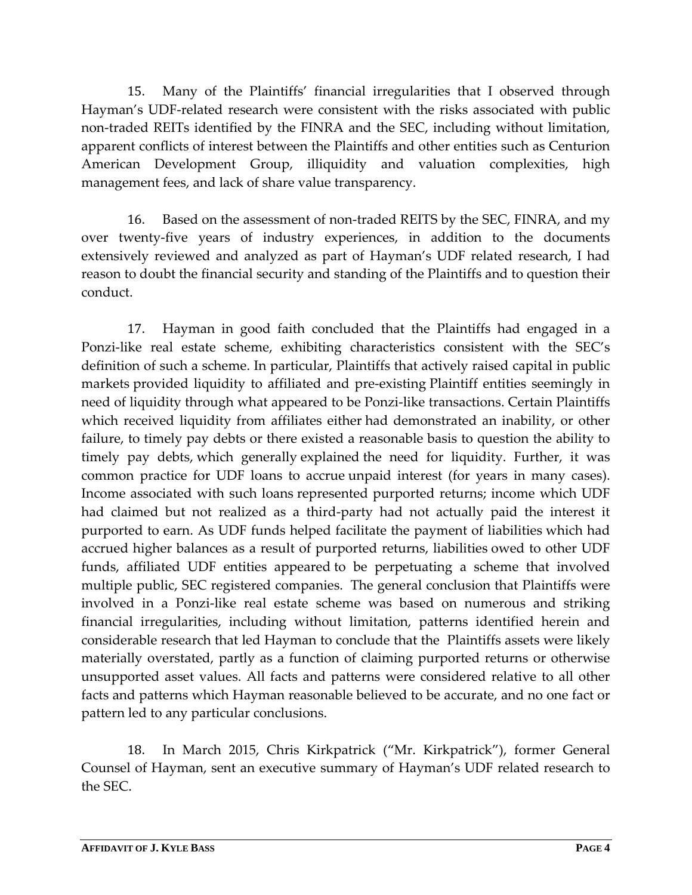15. Many of the Plaintiffs' financial irregularities that I observed through Hayman's UDF-related research were consistent with the risks associated with public non-traded REITs identified by the FINRA and the SEC, including without limitation, apparent conflicts of interest between the Plaintiffs and other entities such as Centurion American Development Group, illiquidity and valuation complexities, high management fees, and lack of share value transparency.

16. Based on the assessment of non-traded REITS by the SEC, FINRA, and my over twenty-five years of industry experiences, in addition to the documents extensively reviewed and analyzed as part of Hayman's UDF related research, I had reason to doubt the financial security and standing of the Plaintiffs and to question their conduct.

17. Hayman in good faith concluded that the Plaintiffs had engaged in a Ponzi-like real estate scheme, exhibiting characteristics consistent with the SEC's definition of such a scheme. In particular, Plaintiffs that actively raised capital in public markets provided liquidity to affiliated and pre-existing Plaintiff entities seemingly in need of liquidity through what appeared to be Ponzi-like transactions. Certain Plaintiffs which received liquidity from affiliates either had demonstrated an inability, or other failure, to timely pay debts or there existed a reasonable basis to question the ability to timely pay debts, which generally explained the need for liquidity. Further, it was common practice for UDF loans to accrue unpaid interest (for years in many cases). Income associated with such loans represented purported returns; income which UDF had claimed but not realized as a third-party had not actually paid the interest it purported to earn. As UDF funds helped facilitate the payment of liabilities which had accrued higher balances as a result of purported returns, liabilities owed to other UDF funds, affiliated UDF entities appeared to be perpetuating a scheme that involved multiple public, SEC registered companies. The general conclusion that Plaintiffs were involved in a Ponzi-like real estate scheme was based on numerous and striking financial irregularities, including without limitation, patterns identified herein and considerable research that led Hayman to conclude that the Plaintiffs assets were likely materially overstated, partly as a function of claiming purported returns or otherwise unsupported asset values. All facts and patterns were considered relative to all other facts and patterns which Hayman reasonable believed to be accurate, and no one fact or pattern led to any particular conclusions.

18. In March 2015, Chris Kirkpatrick ("Mr. Kirkpatrick"), former General Counsel of Hayman, sent an executive summary of Hayman's UDF related research to the SEC.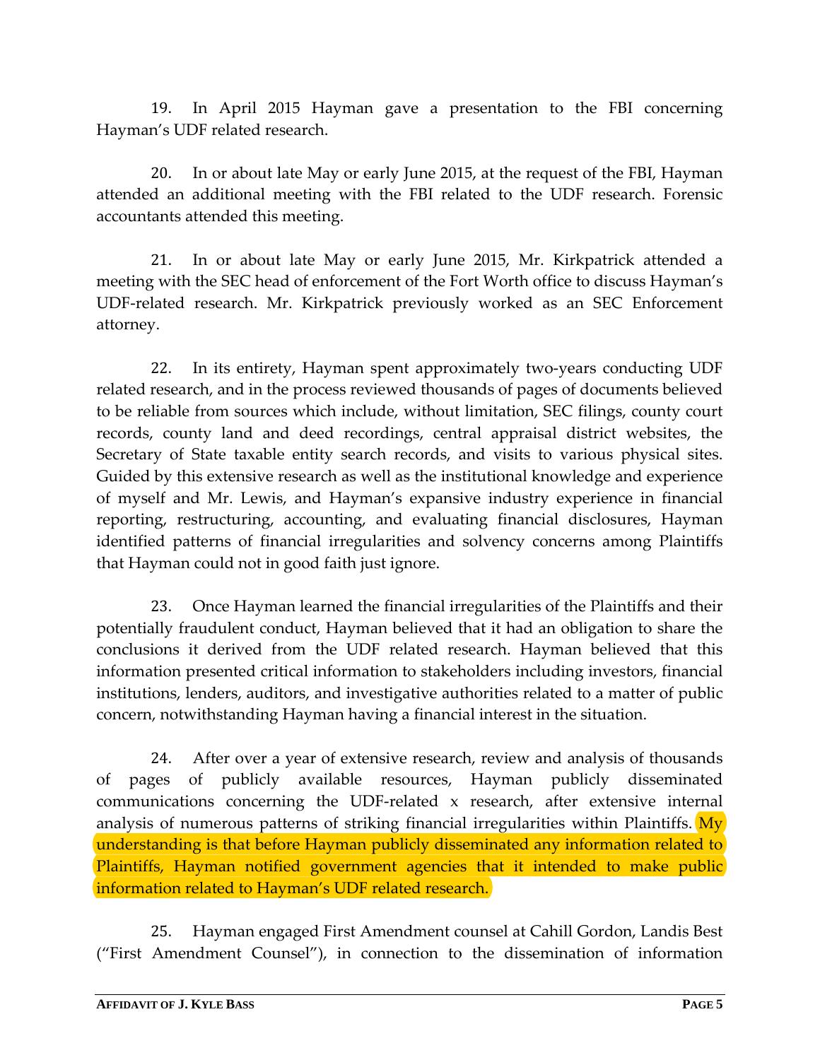19. In April 2015 Hayman gave a presentation to the FBI concerning Hayman's UDF related research.

20. In or about late May or early June 2015, at the request of the FBI, Hayman attended an additional meeting with the FBI related to the UDF research. Forensic accountants attended this meeting.

21. In or about late May or early June 2015, Mr. Kirkpatrick attended a meeting with the SEC head of enforcement of the Fort Worth office to discuss Hayman's UDF-related research. Mr. Kirkpatrick previously worked as an SEC Enforcement attorney.

22. In its entirety, Hayman spent approximately two-years conducting UDF related research, and in the process reviewed thousands of pages of documents believed to be reliable from sources which include, without limitation, SEC filings, county court records, county land and deed recordings, central appraisal district websites, the Secretary of State taxable entity search records, and visits to various physical sites. Guided by this extensive research as well as the institutional knowledge and experience of myself and Mr. Lewis, and Hayman's expansive industry experience in financial reporting, restructuring, accounting, and evaluating financial disclosures, Hayman identified patterns of financial irregularities and solvency concerns among Plaintiffs that Hayman could not in good faith just ignore.

23. Once Hayman learned the financial irregularities of the Plaintiffs and their potentially fraudulent conduct, Hayman believed that it had an obligation to share the conclusions it derived from the UDF related research. Hayman believed that this information presented critical information to stakeholders including investors, financial institutions, lenders, auditors, and investigative authorities related to a matter of public concern, notwithstanding Hayman having a financial interest in the situation.

24. After over a year of extensive research, review and analysis of thousands of pages of publicly available resources, Hayman publicly disseminated communications concerning the UDF-related x research, after extensive internal analysis of numerous patterns of striking financial irregularities within Plaintiffs. My understanding is that before Hayman publicly disseminated any information related to Plaintiffs, Hayman notified government agencies that it intended to make public information related to Hayman's UDF related research.

25. Hayman engaged First Amendment counsel at Cahill Gordon, Landis Best ("First Amendment Counsel"), in connection to the dissemination of information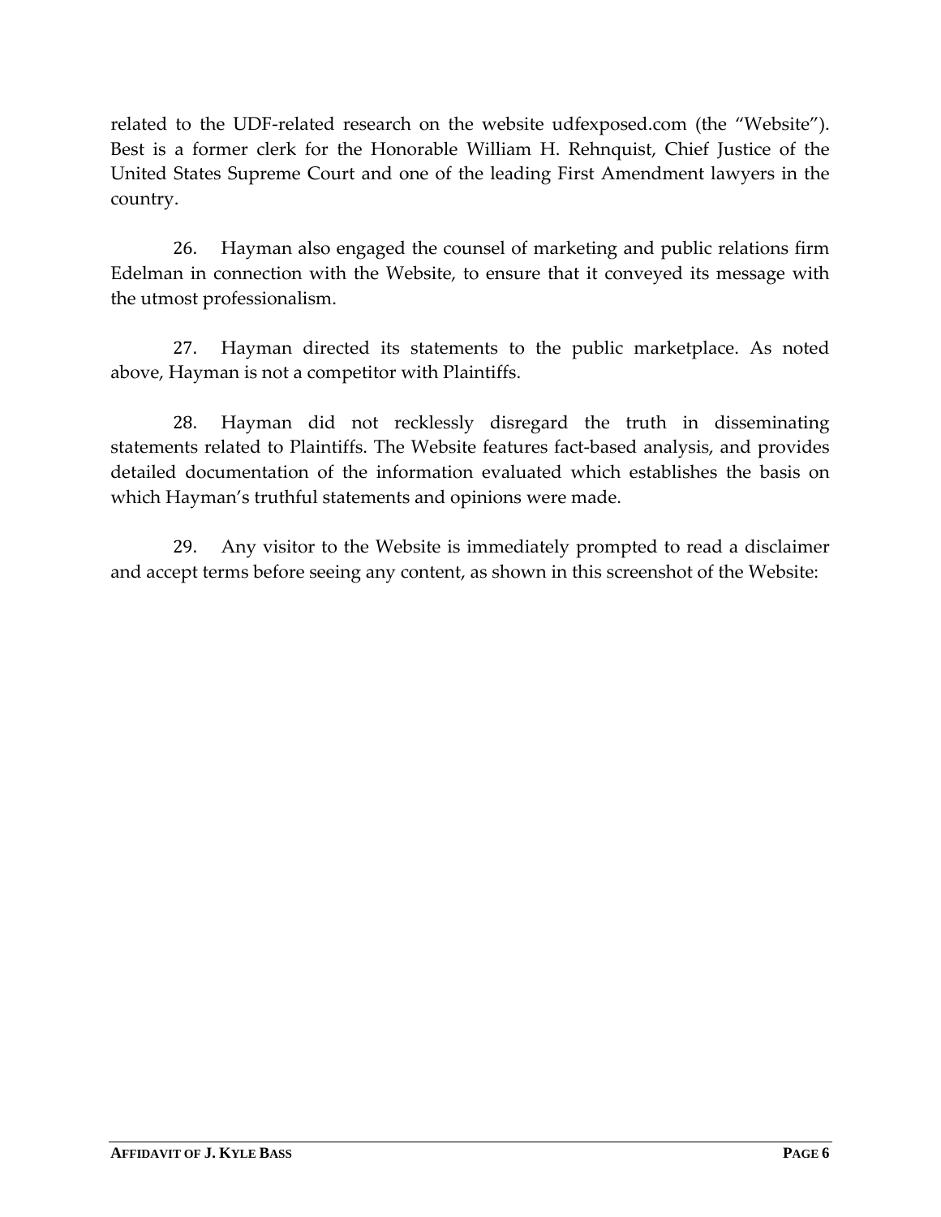related to the UDF-related research on the website udfexposed.com (the "Website"). Best is a former clerk for the Honorable William H. Rehnquist, Chief Justice of the United States Supreme Court and one of the leading First Amendment lawyers in the country.

26. Hayman also engaged the counsel of marketing and public relations firm Edelman in connection with the Website, to ensure that it conveyed its message with the utmost professionalism.

27. Hayman directed its statements to the public marketplace. As noted above, Hayman is not a competitor with Plaintiffs.

28. Hayman did not recklessly disregard the truth in disseminating statements related to Plaintiffs. The Website features fact-based analysis, and provides detailed documentation of the information evaluated which establishes the basis on which Hayman's truthful statements and opinions were made.

29. Any visitor to the Website is immediately prompted to read a disclaimer and accept terms before seeing any content, as shown in this screenshot of the Website: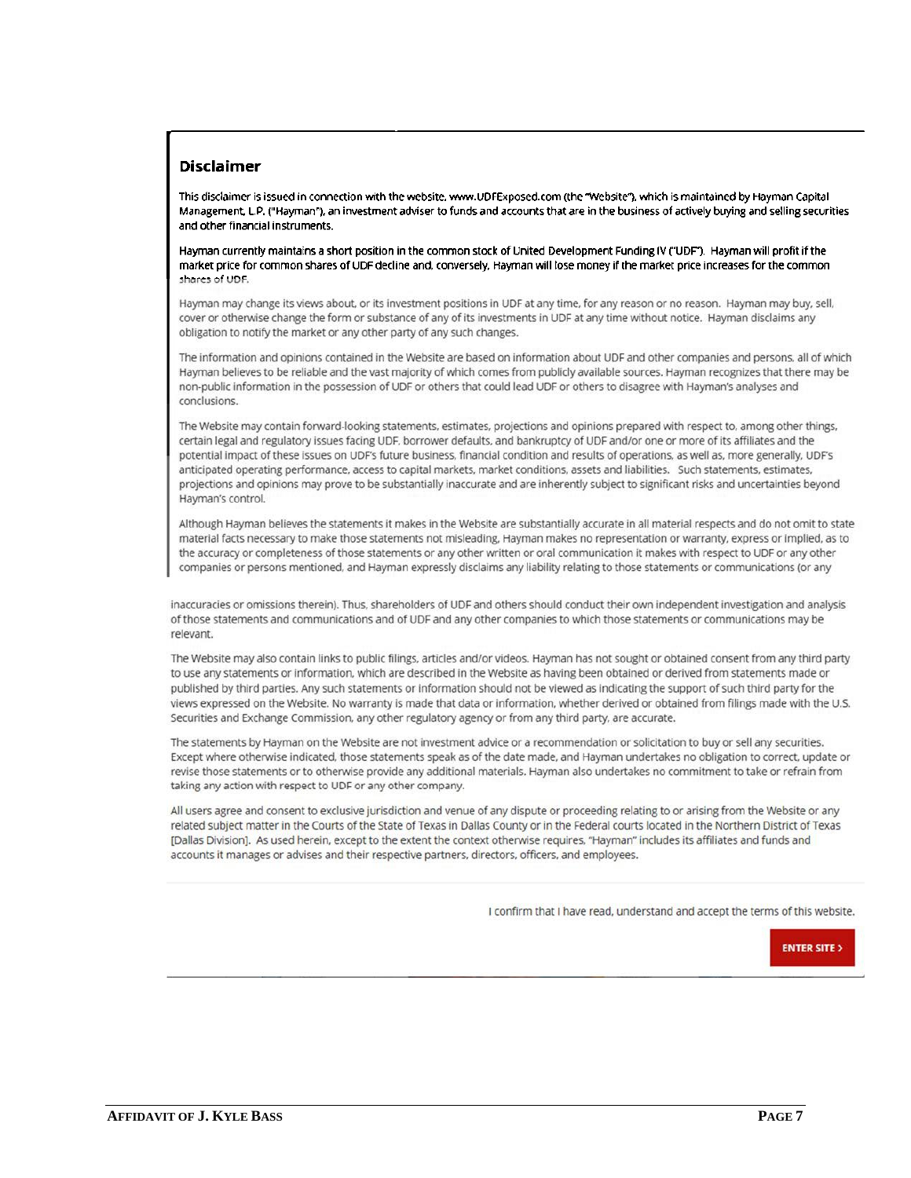## Disclaimer

This disclaimer is issued in connection with the website, www.UDFExposed.com (the "Website"), which is maintained by Hayman Capital Management, L.P. ("Hayman"), an investment adviser to funds and accounts that are in the business of actively buying and selling securities and other financial instruments.

Hayman currently maintains a short position in the common stock of United Development Funding IV ("UDF"). Hayman will profit if the market price for common shares of UDF decline and, conversely, Hayman will lose money if the market price increases for the common shares of UDF.

Hayman may change its views about, or its investment positions in UDF at any time, for any reason or no reason. Hayman may buy, sell, cover or otherwise change the form or substance of any of its investments in UDF at any time without notice. Hayman disclaims any obligation to notify the market or any other party of any such changes.

The information and opinions contained in the Website are based on information about UDF and other companies and persons, all of which Hayman believes to be reliable and the vast majority of which comes from publicly available sources. Hayman recognizes that there may be non-public information in the possession of UDF or others that could lead UDF or others to disagree with Hayman's analyses and conclusions.

The Website may contain forward-looking statements, estimates, projections and opinions prepared with respect to, among other things, certain legal and regulatory issues facing UDF, borrower defaults, and bankruptcy of UDF and/or one or more of its affiliates and the potential impact of these issues on UDF's future business, financial condition and results of operations, as well as, more generally, UDF's anticipated operating performance, access to capital markets, market conditions, assets and liabilities. Such statements, estimates, projections and opinions may prove to be substantially inaccurate and are inherently subject to significant risks and uncertainties beyond Hayman's control.

Although Hayman believes the statements it makes in the Website are substantially accurate in all material respects and do not omit to state material facts necessary to make those statements not misleading, Hayman makes no representation or warranty, express or implied, as to the accuracy or completeness of those statements or any other written or oral communication it makes with respect to UDF or any other companies or persons mentioned, and Hayman expressly disclaims any liability relating to those statements or communications (or any inaccuracies or omissions therein). Thus, shareholders of UDF and others should conduct their own independent investigation and analysis of those statements and communications and of UDF and any other companies to which those statements or communications may be relevant.

The Website may also contain links to public filings, articles and/or videos. Hayman has not sought or obtained consent from any third party to use any statements or information, which are described in the Website as having been obtained or derived from statements made or published by third parties. Any such statements or information should not be viewed as indicating the support of such third party for the views expressed on the Website. No warranty is made that data or information, whether derived or obtained from filings made with the U.S. Securities and Exchange Commission, any other regulatory agency or from any third party, are accurate.

The statements by Hayman on the Website are not investment advice or a recommendation or solicitation to buy or sell any securities. Except where otherwise indicated, those statements speak as of the date made, and Hayman undertakes no obligation to correct, update or revise those statements or to otherwise provide any additional materials. Hayman also undertakes no commitment to take or refrain from taking any action with respect to UDF or any other company.

All users agree and consent to exclusive jurisdiction and venue of any dispute or proceeding relating to or arising from the Website or any related subject matter in the Courts of the State of Texas in Dallas County or in the Federal courts located in the Northern District of Texas [Dallas Division]. As used herein, except to the extent the context otherwise requires, "Hayman" includes its affiliates and funds and accounts it manages or advises and their respective partners, directors, officers, and employees.

I confirm that I have read, understand and accept the terms of this website.

ENTER SITE ›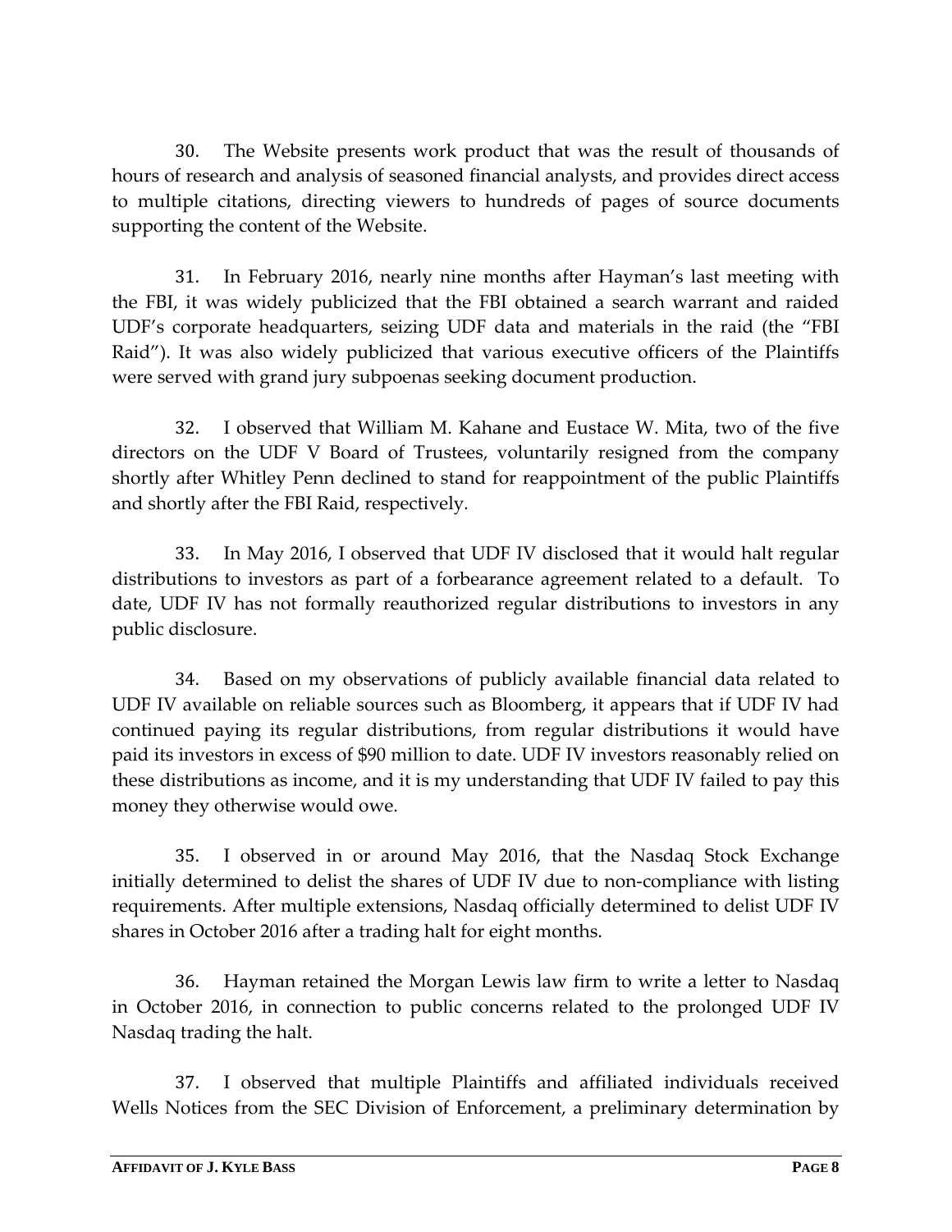30. The Website presents work product that was the result of thousands of hours of research and analysis of seasoned financial analysts, and provides direct access to multiple citations, directing viewers to hundreds of pages of source documents supporting the content of the Website.

31. In February 2016, nearly nine months after Hayman's last meeting with the FBI, it was widely publicized that the FBI obtained a search warrant and raided UDF's corporate headquarters, seizing UDF data and materials in the raid (the "FBI Raid"). It was also widely publicized that various executive officers of the Plaintiffs were served with grand jury subpoenas seeking document production.

32. I observed that William M. Kahane and Eustace W. Mita, two of the five directors on the UDF V Board of Trustees, voluntarily resigned from the company shortly after Whitley Penn declined to stand for reappointment of the public Plaintiffs and shortly after the FBI Raid, respectively.

33. In May 2016, I observed that UDF IV disclosed that it would halt regular distributions to investors as part of a forbearance agreement related to a default. To date, UDF IV has not formally reauthorized regular distributions to investors in any public disclosure.

34. Based on my observations of publicly available financial data related to UDF IV available on reliable sources such as Bloomberg, it appears that if UDF IV had continued paying its regular distributions, from regular distributions it would have paid its investors in excess of $90 million to date. UDF IV investors reasonably relied on these distributions as income, and it is my understanding that UDF IV failed to pay this money they otherwise would owe.

35. I observed in or around May 2016, that the Nasdaq Stock Exchange initially determined to delist the shares of UDF IV due to non-compliance with listing requirements. After multiple extensions, Nasdaq officially determined to delist UDF IV shares in October 2016 after a trading halt for eight months.

36. Hayman retained the Morgan Lewis law firm to write a letter to Nasdaq in October 2016, in connection to public concerns related to the prolonged UDF IV Nasdaq trading the halt.

37. I observed that multiple Plaintiffs and affiliated individuals received Wells Notices from the SEC Division of Enforcement, a preliminary determination by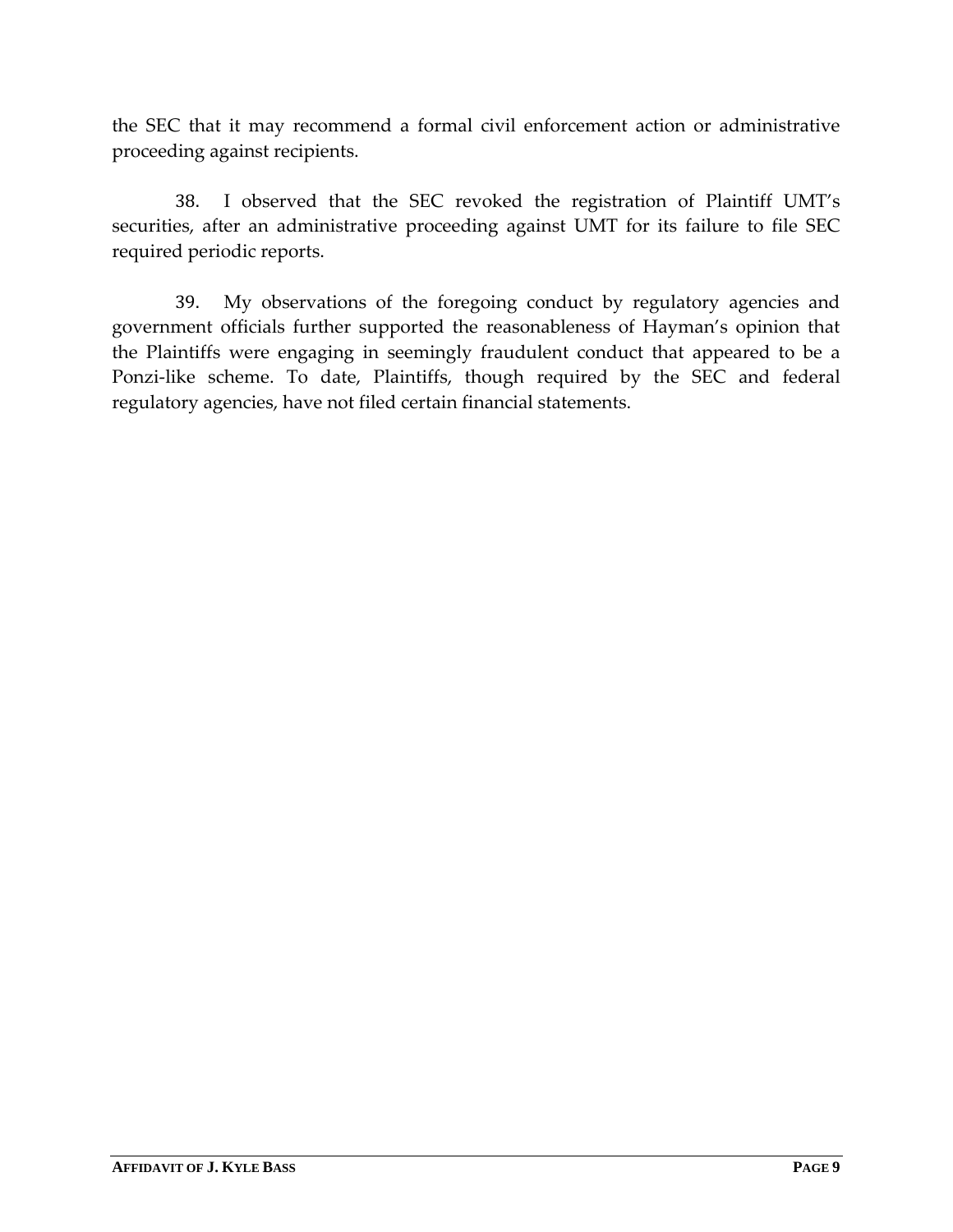the SEC that it may recommend a formal civil enforcement action or administrative proceeding against recipients.

38. I observed that the SEC revoked the registration of Plaintiff UMT's securities, after an administrative proceeding against UMT for its failure to file SEC required periodic reports.

39. My observations of the foregoing conduct by regulatory agencies and government officials further supported the reasonableness of Hayman's opinion that the Plaintiffs were engaging in seemingly fraudulent conduct that appeared to be a Ponzi-like scheme. To date, Plaintiffs, though required by the SEC and federal regulatory agencies, have not filed certain financial statements.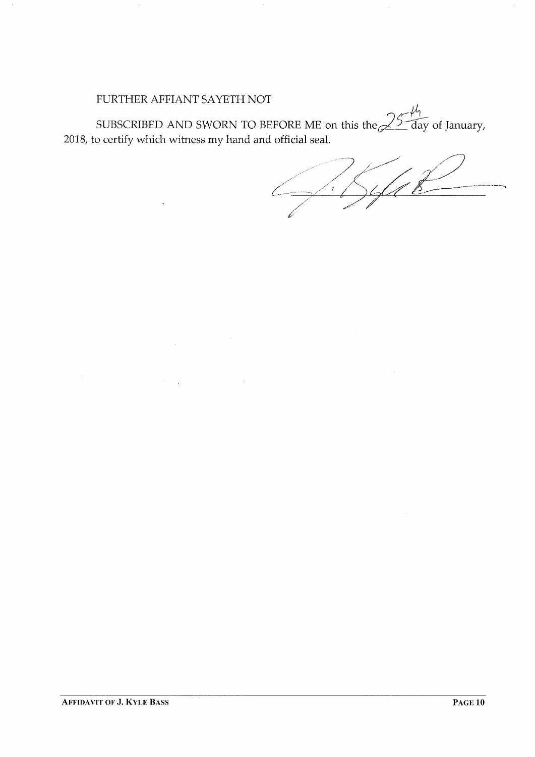FURTHER AFFIANT SAYETH NOT

SUBSCRIBED AND SWORN TO BEFORE ME on this the 25th day of January, 2018, to certify which witness my hand and official seal.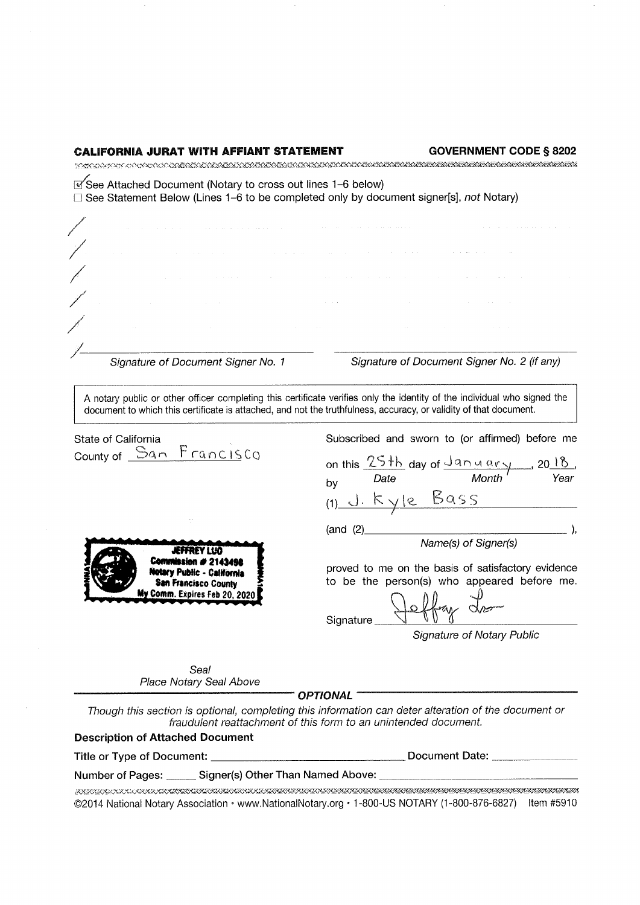**CALIFORNIA JURAT WITH AFFIANT STATEMENT** **GOVERNMENT CODE § 8202**

☑ See Attached Document (Notary to cross out lines 1–6 below)

☐ See Statement Below (Lines 1–6 to be completed only by document signer[s], *not* Notary)

/

/

/

/

/

/

*Signature of Document Signer No. 1* *Signature of Document Signer No. 2 (if any)*

A notary public or other officer completing this certificate verifies only the identity of the individual who signed the document to which this certificate is attached, and not the truthfulness, accuracy, or validity of that document.

State of California

County of San Francisco

Subscribed and sworn to (or affirmed) before me

on this 25th day of January, 2018,
*Date* *Month* *Year*

by

(1) J. Kyle Bass

(and (2)______________________________),

*Name(s) of Signer(s)*

proved to me on the basis of satisfactory evidence to be the person(s) who appeared before me.

JEFFREY LUO
Commission # 2143498
Notary Public - California
San Francisco County
My Comm. Expires Feb 20, 2020

Signature [signature]

*Signature of Notary Public*

*Seal*
*Place Notary Seal Above*

***OPTIONAL***

*Though this section is optional, completing this information can deter alteration of the document or fraudulent reattachment of this form to an unintended document.*

**Description of Attached Document**

**Title or Type of Document:** ______________________ **Document Date:** ____________

**Number of Pages:** _____ **Signer(s) Other Than Named Above:** ______________________

©2014 National Notary Association • www.NationalNotary.org • 1-800-US NOTARY (1-800-876-6827) Item #5910